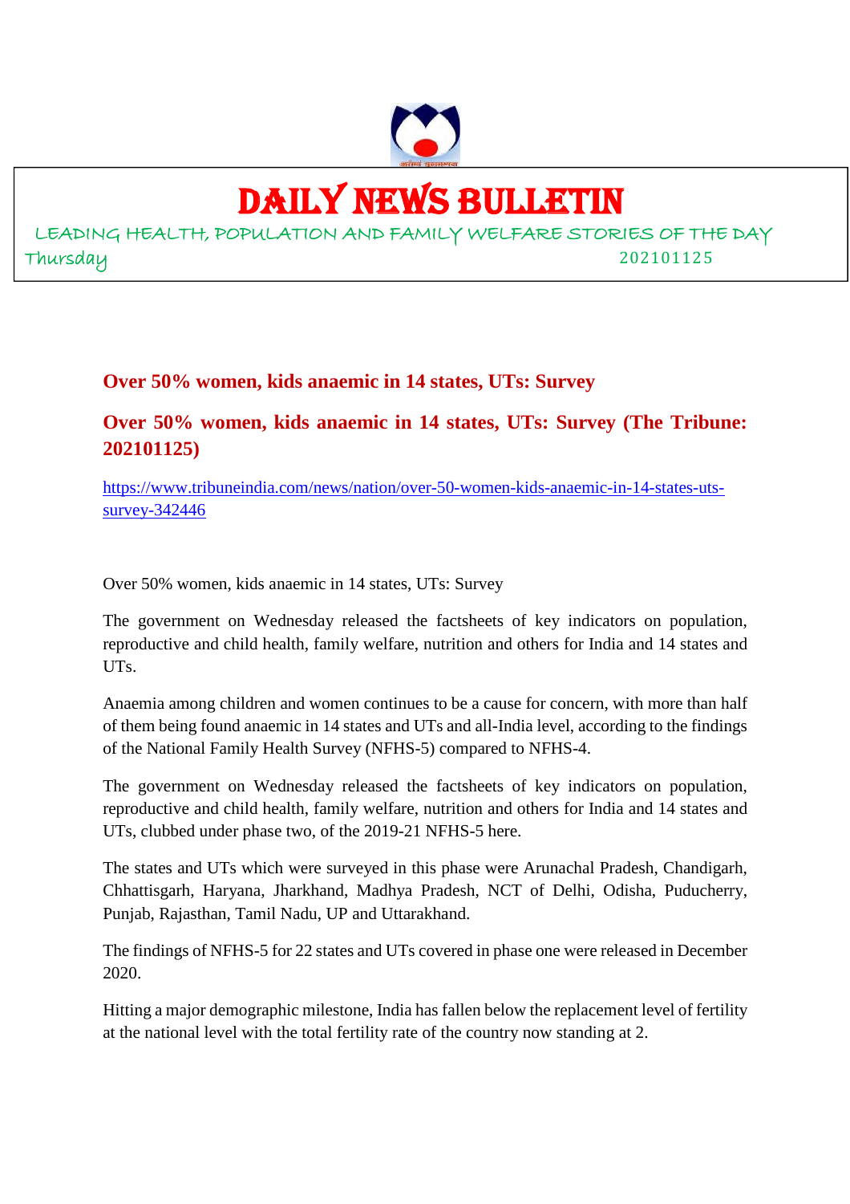# DAILY NEWS BULLETIN

LEADING HEALTH, POPULATION AND FAMILY WELFARE STORIES OF THE DAY

Thursday 202101125

## Over 50% women, kids anaemic in 14 states, UTs: Survey

## Over 50% women, kids anaemic in 14 states, UTs: Survey (The Tribune: 202101125)

https://www.tribuneindia.com/news/nation/over-50-women-kids-anaemic-in-14-states-uts-survey-342446

Over 50% women, kids anaemic in 14 states, UTs: Survey

The government on Wednesday released the factsheets of key indicators on population, reproductive and child health, family welfare, nutrition and others for India and 14 states and UTs.

Anaemia among children and women continues to be a cause for concern, with more than half of them being found anaemic in 14 states and UTs and all-India level, according to the findings of the National Family Health Survey (NFHS-5) compared to NFHS-4.

The government on Wednesday released the factsheets of key indicators on population, reproductive and child health, family welfare, nutrition and others for India and 14 states and UTs, clubbed under phase two, of the 2019-21 NFHS-5 here.

The states and UTs which were surveyed in this phase were Arunachal Pradesh, Chandigarh, Chhattisgarh, Haryana, Jharkhand, Madhya Pradesh, NCT of Delhi, Odisha, Puducherry, Punjab, Rajasthan, Tamil Nadu, UP and Uttarakhand.

The findings of NFHS-5 for 22 states and UTs covered in phase one were released in December 2020.

Hitting a major demographic milestone, India has fallen below the replacement level of fertility at the national level with the total fertility rate of the country now standing at 2.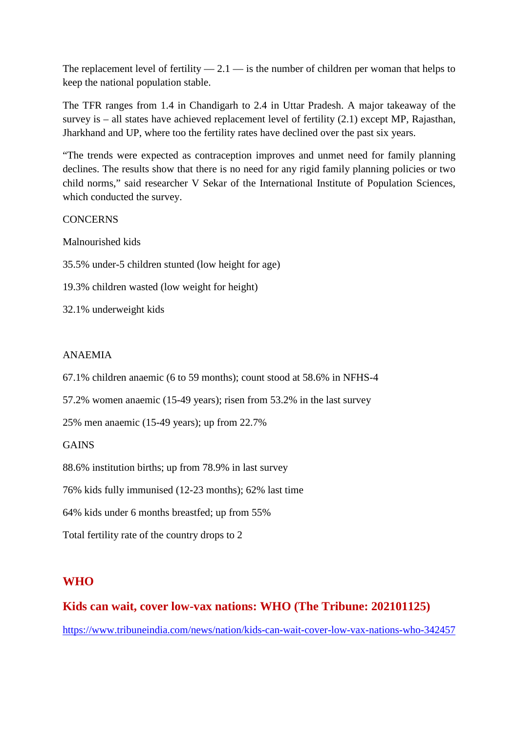The replacement level of fertility — 2.1 — is the number of children per woman that helps to keep the national population stable.

The TFR ranges from 1.4 in Chandigarh to 2.4 in Uttar Pradesh. A major takeaway of the survey is – all states have achieved replacement level of fertility (2.1) except MP, Rajasthan, Jharkhand and UP, where too the fertility rates have declined over the past six years.

"The trends were expected as contraception improves and unmet need for family planning declines. The results show that there is no need for any rigid family planning policies or two child norms," said researcher V Sekar of the International Institute of Population Sciences, which conducted the survey.

CONCERNS

Malnourished kids

35.5% under-5 children stunted (low height for age)

19.3% children wasted (low weight for height)

32.1% underweight kids

ANAEMIA

67.1% children anaemic (6 to 59 months); count stood at 58.6% in NFHS-4

57.2% women anaemic (15-49 years); risen from 53.2% in the last survey

25% men anaemic (15-49 years); up from 22.7%

GAINS

88.6% institution births; up from 78.9% in last survey

76% kids fully immunised (12-23 months); 62% last time

64% kids under 6 months breastfed; up from 55%

Total fertility rate of the country drops to 2

## WHO

### Kids can wait, cover low-vax nations: WHO (The Tribune: 202101125)

https://www.tribuneindia.com/news/nation/kids-can-wait-cover-low-vax-nations-who-342457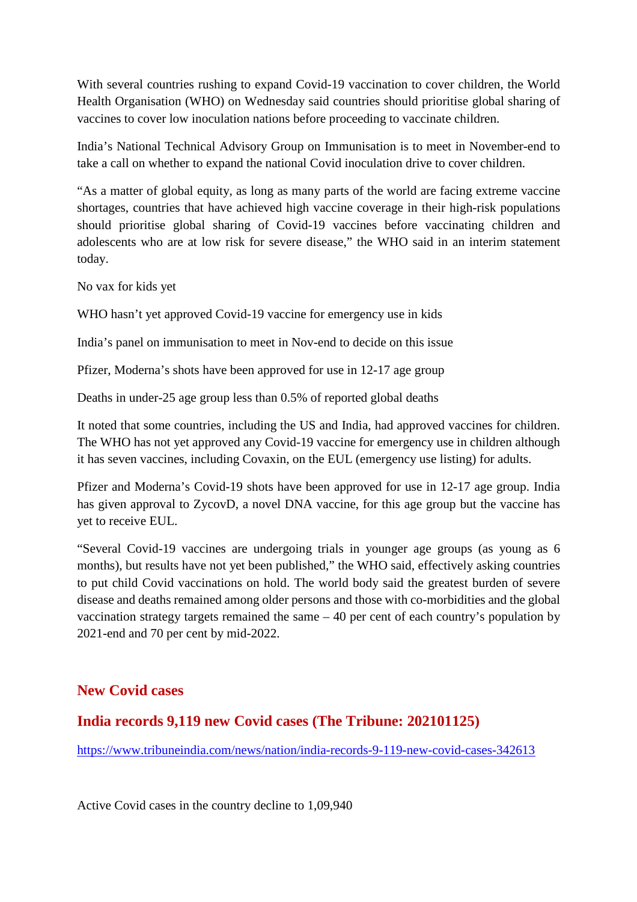With several countries rushing to expand Covid-19 vaccination to cover children, the World Health Organisation (WHO) on Wednesday said countries should prioritise global sharing of vaccines to cover low inoculation nations before proceeding to vaccinate children.

India's National Technical Advisory Group on Immunisation is to meet in November-end to take a call on whether to expand the national Covid inoculation drive to cover children.

"As a matter of global equity, as long as many parts of the world are facing extreme vaccine shortages, countries that have achieved high vaccine coverage in their high-risk populations should prioritise global sharing of Covid-19 vaccines before vaccinating children and adolescents who are at low risk for severe disease," the WHO said in an interim statement today.

No vax for kids yet

WHO hasn't yet approved Covid-19 vaccine for emergency use in kids

India's panel on immunisation to meet in Nov-end to decide on this issue

Pfizer, Moderna's shots have been approved for use in 12-17 age group

Deaths in under-25 age group less than 0.5% of reported global deaths

It noted that some countries, including the US and India, had approved vaccines for children. The WHO has not yet approved any Covid-19 vaccine for emergency use in children although it has seven vaccines, including Covaxin, on the EUL (emergency use listing) for adults.

Pfizer and Moderna's Covid-19 shots have been approved for use in 12-17 age group. India has given approval to ZycovD, a novel DNA vaccine, for this age group but the vaccine has yet to receive EUL.

"Several Covid-19 vaccines are undergoing trials in younger age groups (as young as 6 months), but results have not yet been published," the WHO said, effectively asking countries to put child Covid vaccinations on hold. The world body said the greatest burden of severe disease and deaths remained among older persons and those with co-morbidities and the global vaccination strategy targets remained the same – 40 per cent of each country's population by 2021-end and 70 per cent by mid-2022.

## New Covid cases

## India records 9,119 new Covid cases (The Tribune: 202101125)

https://www.tribuneindia.com/news/nation/india-records-9-119-new-covid-cases-342613

Active Covid cases in the country decline to 1,09,940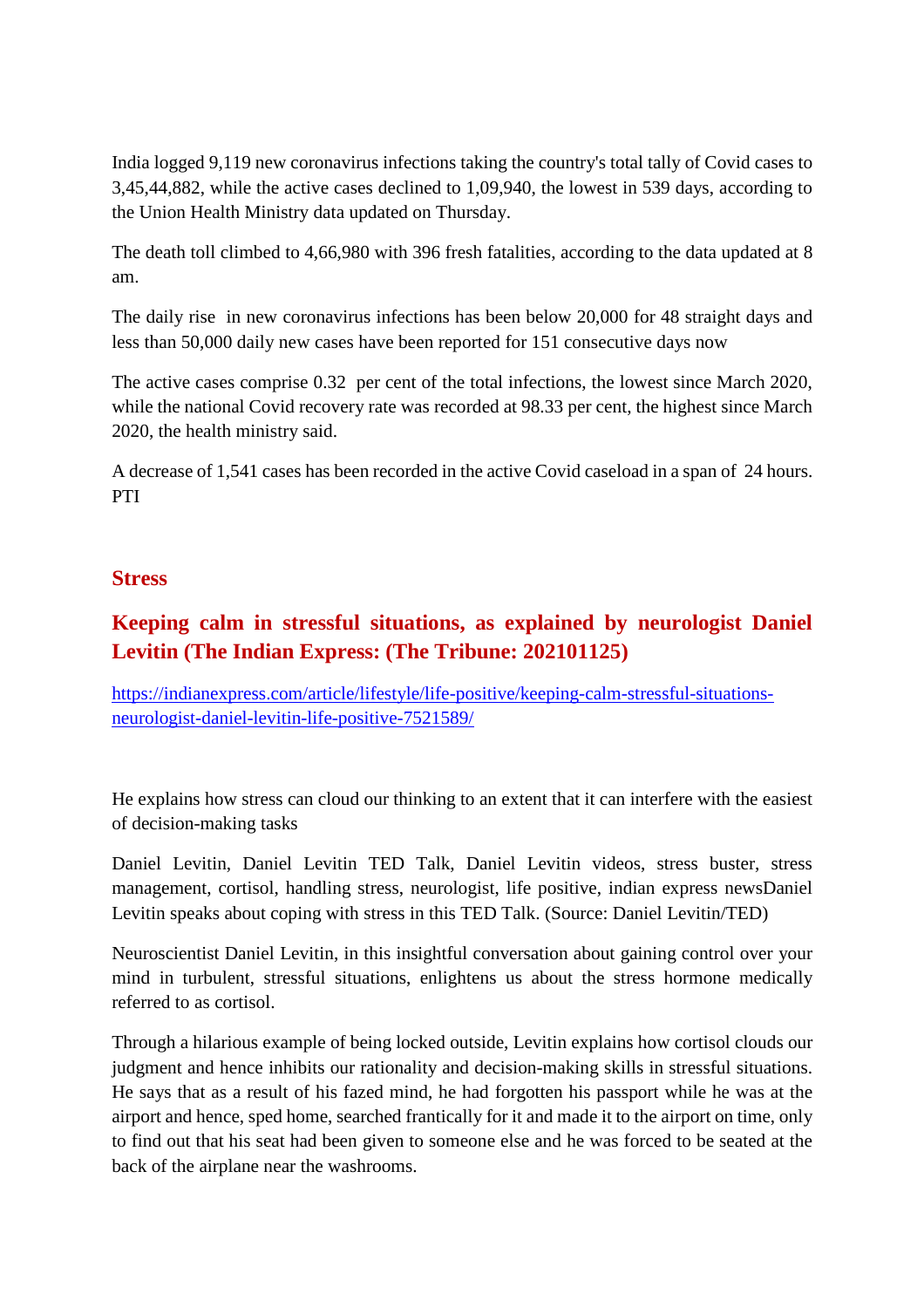India logged 9,119 new coronavirus infections taking the country's total tally of Covid cases to 3,45,44,882, while the active cases declined to 1,09,940, the lowest in 539 days, according to the Union Health Ministry data updated on Thursday.

The death toll climbed to 4,66,980 with 396 fresh fatalities, according to the data updated at 8 am.

The daily rise in new coronavirus infections has been below 20,000 for 48 straight days and less than 50,000 daily new cases have been reported for 151 consecutive days now

The active cases comprise 0.32 per cent of the total infections, the lowest since March 2020, while the national Covid recovery rate was recorded at 98.33 per cent, the highest since March 2020, the health ministry said.

A decrease of 1,541 cases has been recorded in the active Covid caseload in a span of 24 hours. PTI

## Stress

### Keeping calm in stressful situations, as explained by neurologist Daniel Levitin (The Indian Express: (The Tribune: 202101125)

https://indianexpress.com/article/lifestyle/life-positive/keeping-calm-stressful-situations-neurologist-daniel-levitin-life-positive-7521589/

He explains how stress can cloud our thinking to an extent that it can interfere with the easiest of decision-making tasks

Daniel Levitin, Daniel Levitin TED Talk, Daniel Levitin videos, stress buster, stress management, cortisol, handling stress, neurologist, life positive, indian express newsDaniel Levitin speaks about coping with stress in this TED Talk. (Source: Daniel Levitin/TED)

Neuroscientist Daniel Levitin, in this insightful conversation about gaining control over your mind in turbulent, stressful situations, enlightens us about the stress hormone medically referred to as cortisol.

Through a hilarious example of being locked outside, Levitin explains how cortisol clouds our judgment and hence inhibits our rationality and decision-making skills in stressful situations. He says that as a result of his fazed mind, he had forgotten his passport while he was at the airport and hence, sped home, searched frantically for it and made it to the airport on time, only to find out that his seat had been given to someone else and he was forced to be seated at the back of the airplane near the washrooms.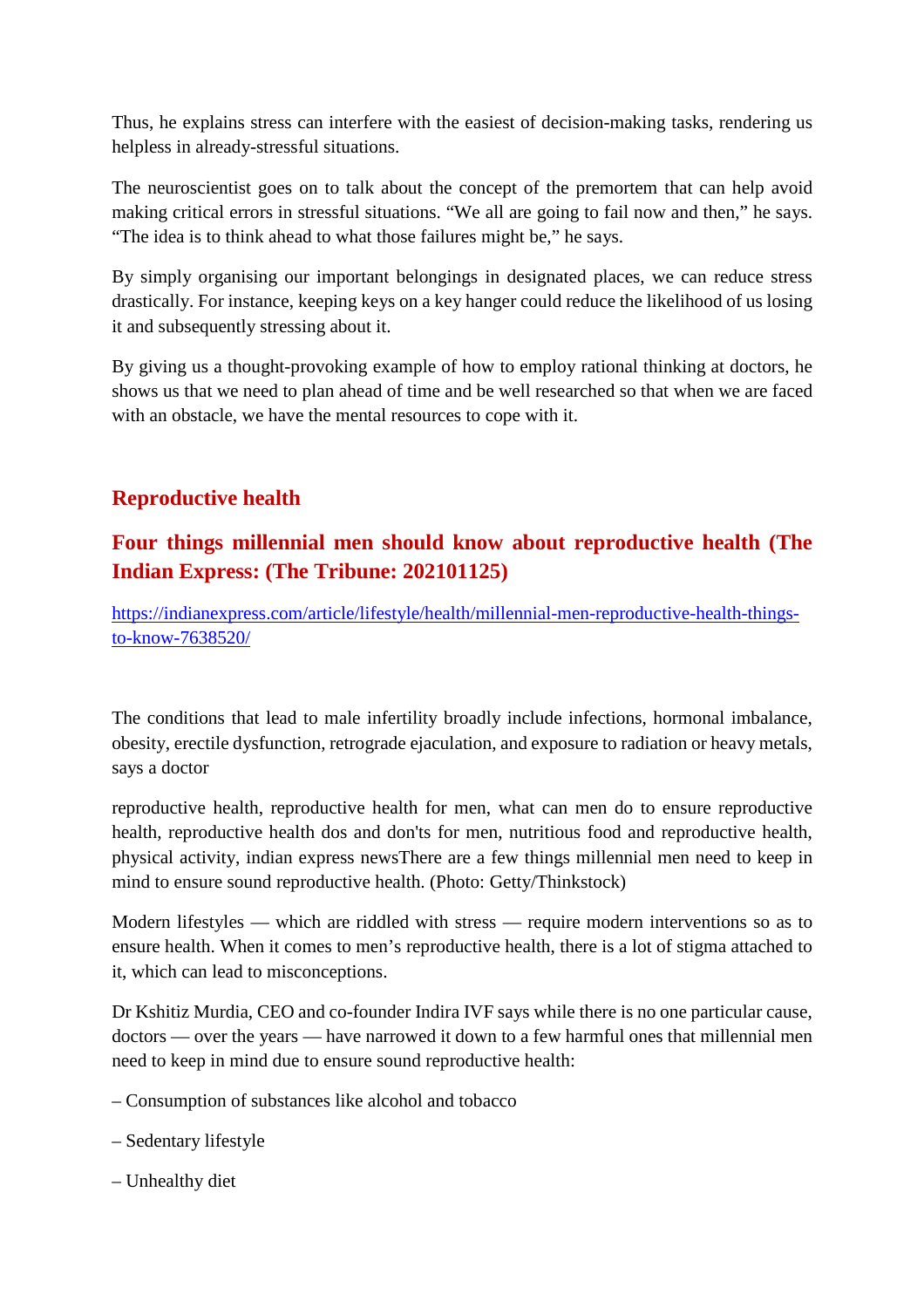Thus, he explains stress can interfere with the easiest of decision-making tasks, rendering us helpless in already-stressful situations.

The neuroscientist goes on to talk about the concept of the premortem that can help avoid making critical errors in stressful situations. “We all are going to fail now and then,” he says. “The idea is to think ahead to what those failures might be,” he says.

By simply organising our important belongings in designated places, we can reduce stress drastically. For instance, keeping keys on a key hanger could reduce the likelihood of us losing it and subsequently stressing about it.

By giving us a thought-provoking example of how to employ rational thinking at doctors, he shows us that we need to plan ahead of time and be well researched so that when we are faced with an obstacle, we have the mental resources to cope with it.

## Reproductive health

### Four things millennial men should know about reproductive health (The Indian Express: (The Tribune: 202101125)

https://indianexpress.com/article/lifestyle/health/millennial-men-reproductive-health-things-to-know-7638520/

The conditions that lead to male infertility broadly include infections, hormonal imbalance, obesity, erectile dysfunction, retrograde ejaculation, and exposure to radiation or heavy metals, says a doctor

reproductive health, reproductive health for men, what can men do to ensure reproductive health, reproductive health dos and don'ts for men, nutritious food and reproductive health, physical activity, indian express newsThere are a few things millennial men need to keep in mind to ensure sound reproductive health. (Photo: Getty/Thinkstock)

Modern lifestyles — which are riddled with stress — require modern interventions so as to ensure health. When it comes to men’s reproductive health, there is a lot of stigma attached to it, which can lead to misconceptions.

Dr Kshitiz Murdia, CEO and co-founder Indira IVF says while there is no one particular cause, doctors — over the years — have narrowed it down to a few harmful ones that millennial men need to keep in mind due to ensure sound reproductive health:

– Consumption of substances like alcohol and tobacco

– Sedentary lifestyle

– Unhealthy diet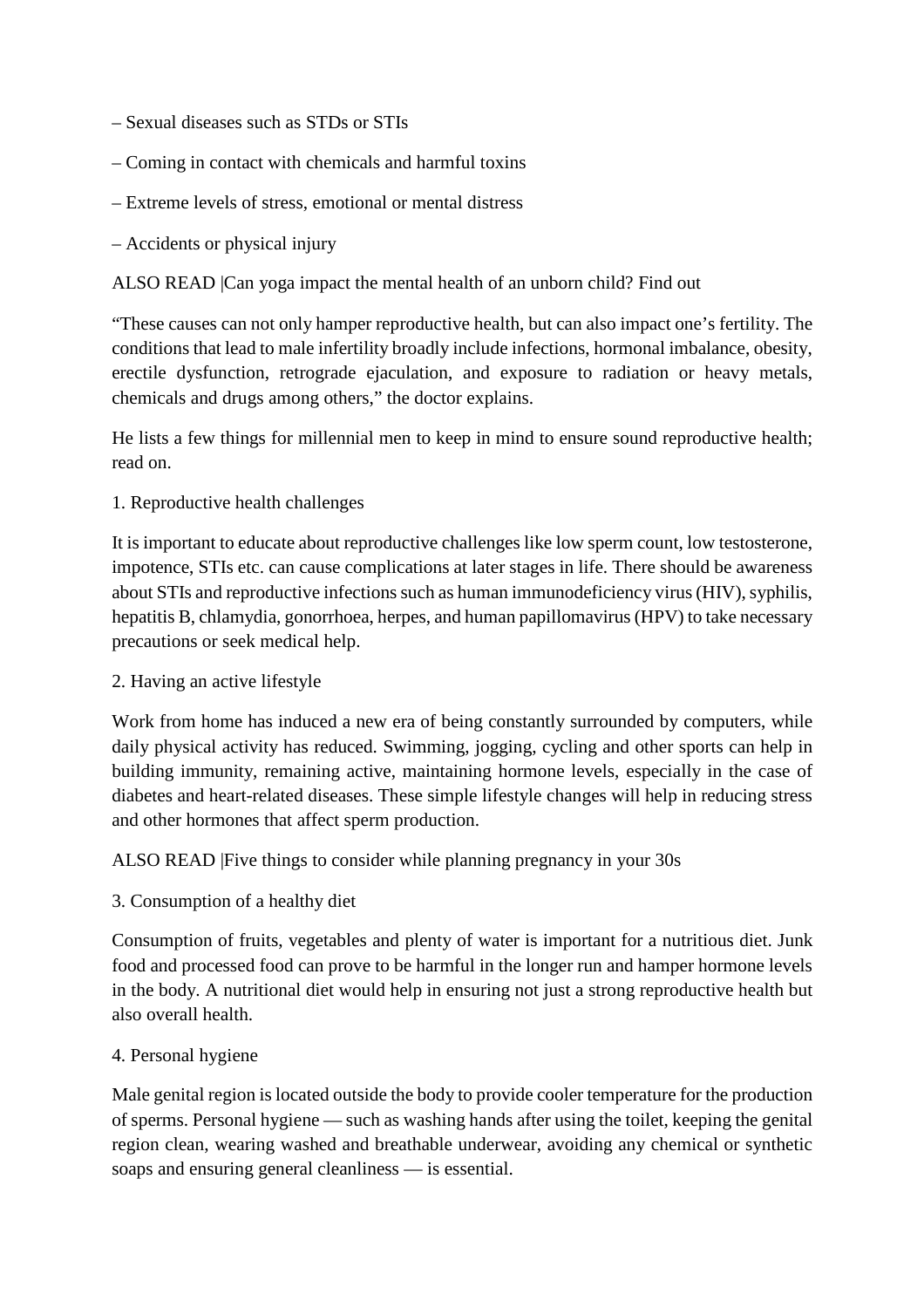– Sexual diseases such as STDs or STIs

– Coming in contact with chemicals and harmful toxins

– Extreme levels of stress, emotional or mental distress

– Accidents or physical injury

ALSO READ |Can yoga impact the mental health of an unborn child? Find out

"These causes can not only hamper reproductive health, but can also impact one's fertility. The conditions that lead to male infertility broadly include infections, hormonal imbalance, obesity, erectile dysfunction, retrograde ejaculation, and exposure to radiation or heavy metals, chemicals and drugs among others," the doctor explains.

He lists a few things for millennial men to keep in mind to ensure sound reproductive health; read on.

1. Reproductive health challenges

It is important to educate about reproductive challenges like low sperm count, low testosterone, impotence, STIs etc. can cause complications at later stages in life. There should be awareness about STIs and reproductive infections such as human immunodeficiency virus (HIV), syphilis, hepatitis B, chlamydia, gonorrhoea, herpes, and human papillomavirus (HPV) to take necessary precautions or seek medical help.

2. Having an active lifestyle

Work from home has induced a new era of being constantly surrounded by computers, while daily physical activity has reduced. Swimming, jogging, cycling and other sports can help in building immunity, remaining active, maintaining hormone levels, especially in the case of diabetes and heart-related diseases. These simple lifestyle changes will help in reducing stress and other hormones that affect sperm production.

ALSO READ |Five things to consider while planning pregnancy in your 30s

3. Consumption of a healthy diet

Consumption of fruits, vegetables and plenty of water is important for a nutritious diet. Junk food and processed food can prove to be harmful in the longer run and hamper hormone levels in the body. A nutritional diet would help in ensuring not just a strong reproductive health but also overall health.

4. Personal hygiene

Male genital region is located outside the body to provide cooler temperature for the production of sperms. Personal hygiene — such as washing hands after using the toilet, keeping the genital region clean, wearing washed and breathable underwear, avoiding any chemical or synthetic soaps and ensuring general cleanliness — is essential.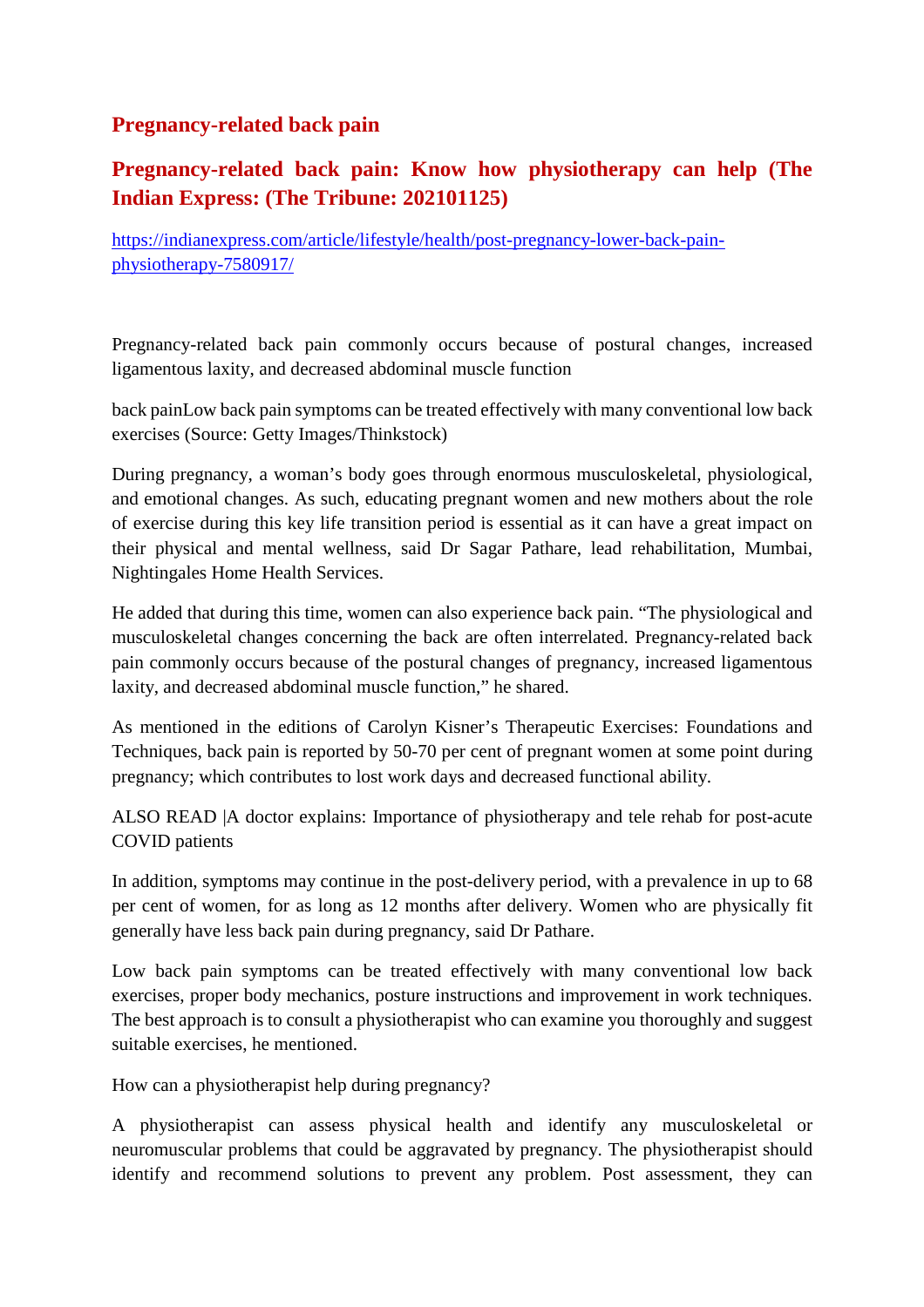## Pregnancy-related back pain

## Pregnancy-related back pain: Know how physiotherapy can help (The Indian Express: (The Tribune: 202101125)

[https://indianexpress.com/article/lifestyle/health/post-pregnancy-lower-back-pain-physiotherapy-7580917/](https://indianexpress.com/article/lifestyle/health/post-pregnancy-lower-back-pain-physiotherapy-7580917/)

Pregnancy-related back pain commonly occurs because of postural changes, increased ligamentous laxity, and decreased abdominal muscle function

back painLow back pain symptoms can be treated effectively with many conventional low back exercises (Source: Getty Images/Thinkstock)

During pregnancy, a woman's body goes through enormous musculoskeletal, physiological, and emotional changes. As such, educating pregnant women and new mothers about the role of exercise during this key life transition period is essential as it can have a great impact on their physical and mental wellness, said Dr Sagar Pathare, lead rehabilitation, Mumbai, Nightingales Home Health Services.

He added that during this time, women can also experience back pain. "The physiological and musculoskeletal changes concerning the back are often interrelated. Pregnancy-related back pain commonly occurs because of the postural changes of pregnancy, increased ligamentous laxity, and decreased abdominal muscle function," he shared.

As mentioned in the editions of Carolyn Kisner's Therapeutic Exercises: Foundations and Techniques, back pain is reported by 50-70 per cent of pregnant women at some point during pregnancy; which contributes to lost work days and decreased functional ability.

ALSO READ |A doctor explains: Importance of physiotherapy and tele rehab for post-acute COVID patients

In addition, symptoms may continue in the post-delivery period, with a prevalence in up to 68 per cent of women, for as long as 12 months after delivery. Women who are physically fit generally have less back pain during pregnancy, said Dr Pathare.

Low back pain symptoms can be treated effectively with many conventional low back exercises, proper body mechanics, posture instructions and improvement in work techniques. The best approach is to consult a physiotherapist who can examine you thoroughly and suggest suitable exercises, he mentioned.

How can a physiotherapist help during pregnancy?

A physiotherapist can assess physical health and identify any musculoskeletal or neuromuscular problems that could be aggravated by pregnancy. The physiotherapist should identify and recommend solutions to prevent any problem. Post assessment, they can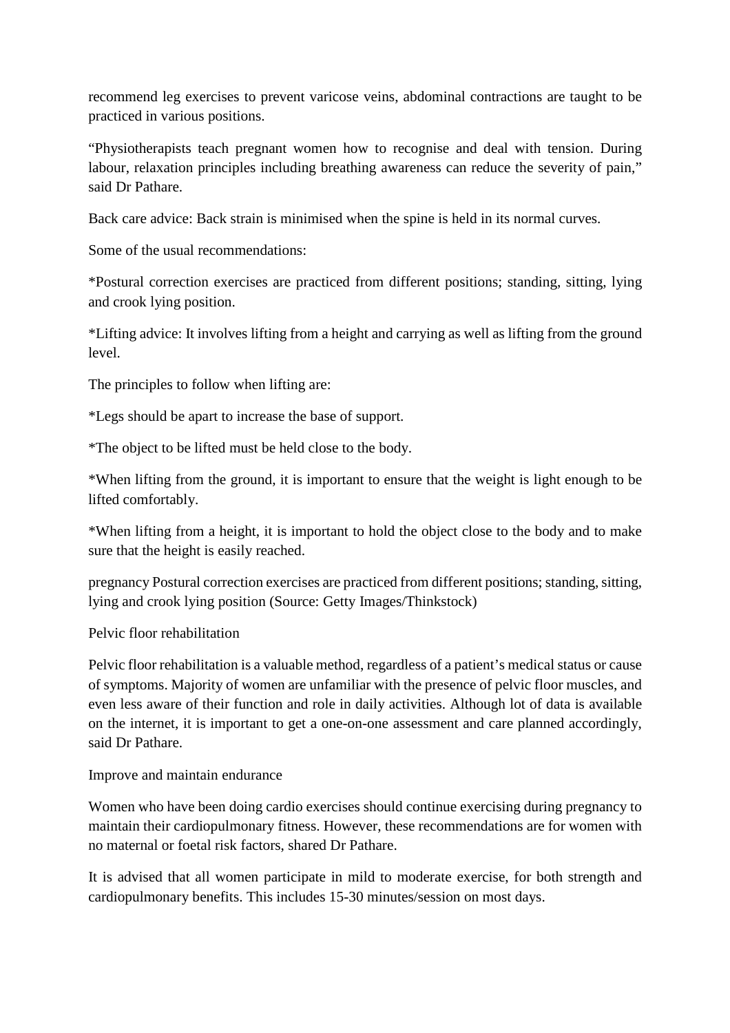recommend leg exercises to prevent varicose veins, abdominal contractions are taught to be practiced in various positions.

"Physiotherapists teach pregnant women how to recognise and deal with tension. During labour, relaxation principles including breathing awareness can reduce the severity of pain," said Dr Pathare.

Back care advice: Back strain is minimised when the spine is held in its normal curves.

Some of the usual recommendations:

*Postural correction exercises are practiced from different positions; standing, sitting, lying and crook lying position.

*Lifting advice: It involves lifting from a height and carrying as well as lifting from the ground level.

The principles to follow when lifting are:

*Legs should be apart to increase the base of support.

*The object to be lifted must be held close to the body.

*When lifting from the ground, it is important to ensure that the weight is light enough to be lifted comfortably.

*When lifting from a height, it is important to hold the object close to the body and to make sure that the height is easily reached.

pregnancy Postural correction exercises are practiced from different positions; standing, sitting, lying and crook lying position (Source: Getty Images/Thinkstock)

Pelvic floor rehabilitation

Pelvic floor rehabilitation is a valuable method, regardless of a patient's medical status or cause of symptoms. Majority of women are unfamiliar with the presence of pelvic floor muscles, and even less aware of their function and role in daily activities. Although lot of data is available on the internet, it is important to get a one-on-one assessment and care planned accordingly, said Dr Pathare.

Improve and maintain endurance

Women who have been doing cardio exercises should continue exercising during pregnancy to maintain their cardiopulmonary fitness. However, these recommendations are for women with no maternal or foetal risk factors, shared Dr Pathare.

It is advised that all women participate in mild to moderate exercise, for both strength and cardiopulmonary benefits. This includes 15-30 minutes/session on most days.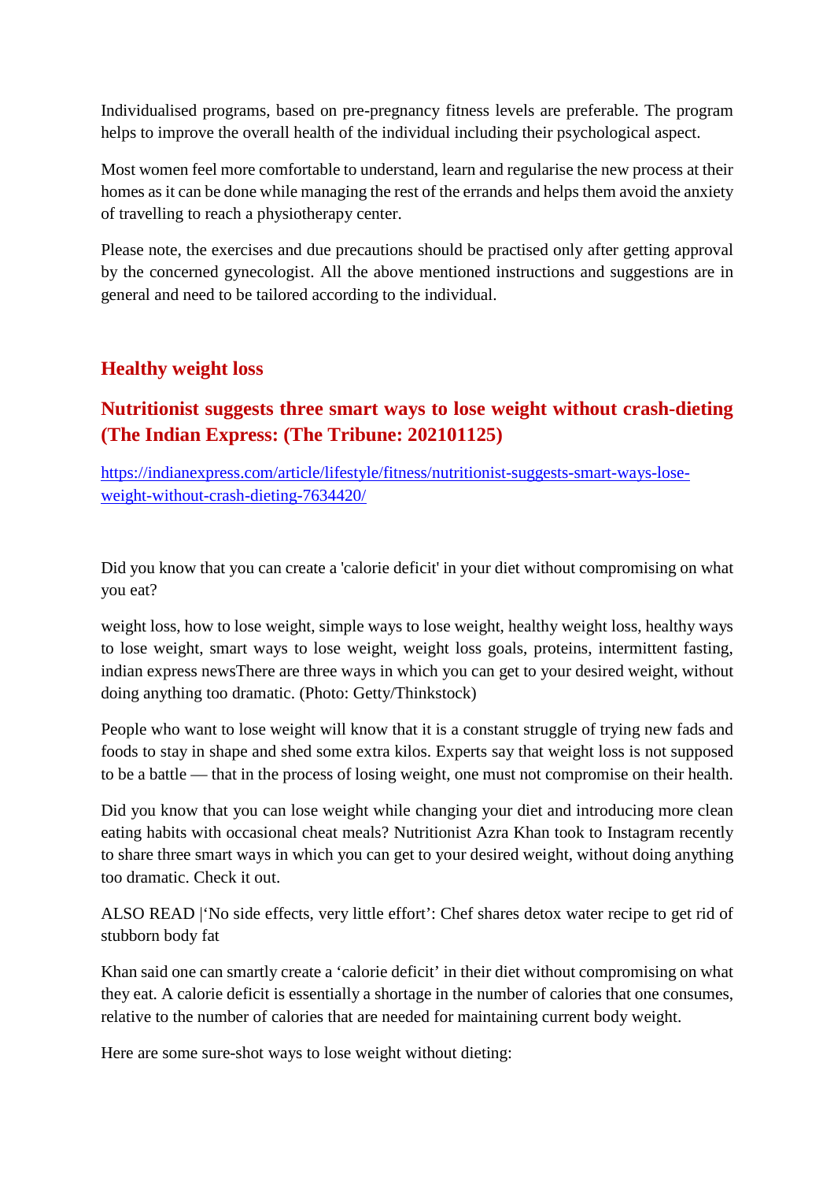Individualised programs, based on pre-pregnancy fitness levels are preferable. The program helps to improve the overall health of the individual including their psychological aspect.

Most women feel more comfortable to understand, learn and regularise the new process at their homes as it can be done while managing the rest of the errands and helps them avoid the anxiety of travelling to reach a physiotherapy center.

Please note, the exercises and due precautions should be practised only after getting approval by the concerned gynecologist. All the above mentioned instructions and suggestions are in general and need to be tailored according to the individual.

## Healthy weight loss

### Nutritionist suggests three smart ways to lose weight without crash-dieting (The Indian Express: (The Tribune: 202101125)

https://indianexpress.com/article/lifestyle/fitness/nutritionist-suggests-smart-ways-lose-weight-without-crash-dieting-7634420/

Did you know that you can create a 'calorie deficit' in your diet without compromising on what you eat?

weight loss, how to lose weight, simple ways to lose weight, healthy weight loss, healthy ways to lose weight, smart ways to lose weight, weight loss goals, proteins, intermittent fasting, indian express newsThere are three ways in which you can get to your desired weight, without doing anything too dramatic. (Photo: Getty/Thinkstock)

People who want to lose weight will know that it is a constant struggle of trying new fads and foods to stay in shape and shed some extra kilos. Experts say that weight loss is not supposed to be a battle — that in the process of losing weight, one must not compromise on their health.

Did you know that you can lose weight while changing your diet and introducing more clean eating habits with occasional cheat meals? Nutritionist Azra Khan took to Instagram recently to share three smart ways in which you can get to your desired weight, without doing anything too dramatic. Check it out.

ALSO READ |'No side effects, very little effort': Chef shares detox water recipe to get rid of stubborn body fat

Khan said one can smartly create a 'calorie deficit' in their diet without compromising on what they eat. A calorie deficit is essentially a shortage in the number of calories that one consumes, relative to the number of calories that are needed for maintaining current body weight.

Here are some sure-shot ways to lose weight without dieting: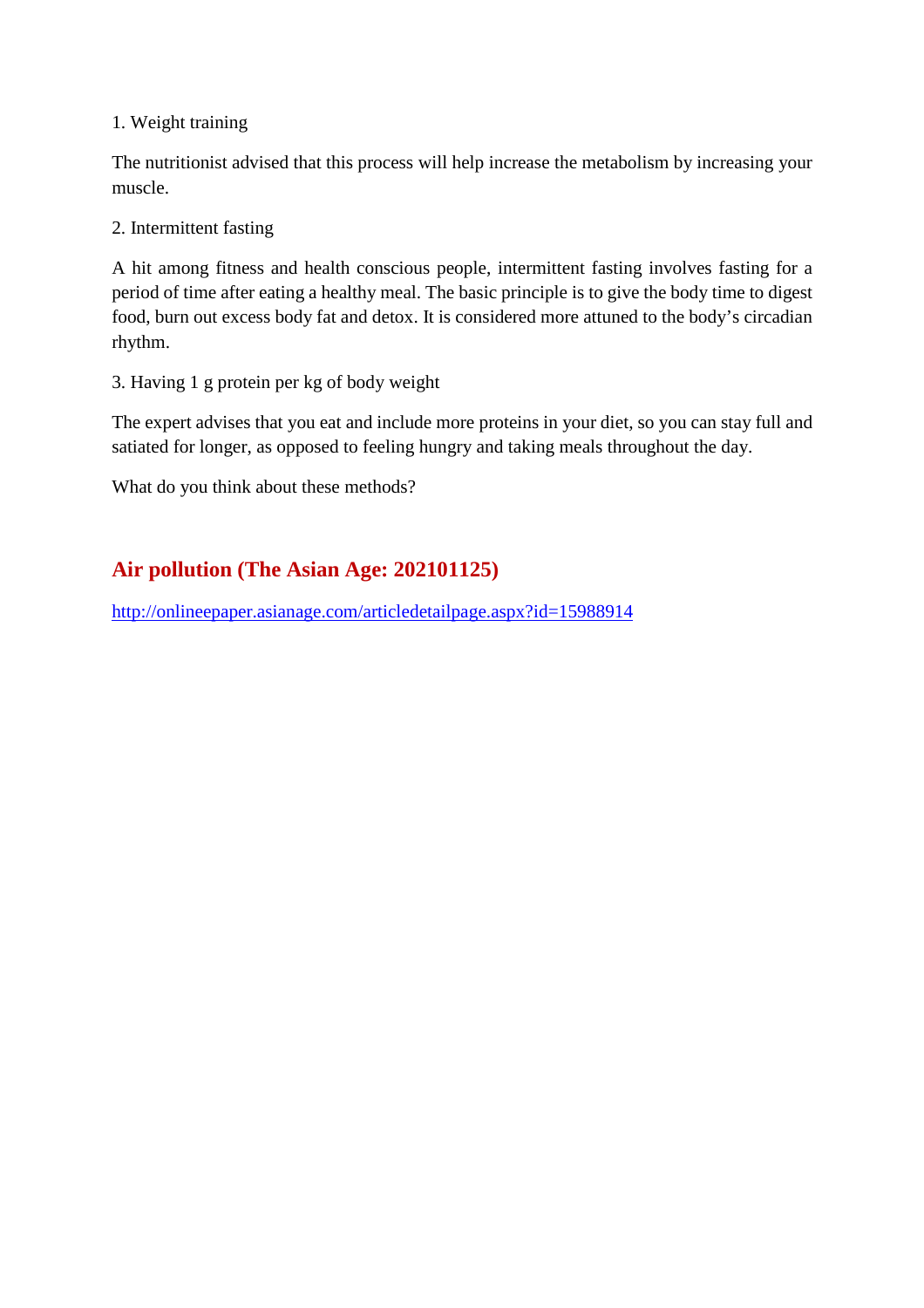1. Weight training

The nutritionist advised that this process will help increase the metabolism by increasing your muscle.

2. Intermittent fasting

A hit among fitness and health conscious people, intermittent fasting involves fasting for a period of time after eating a healthy meal. The basic principle is to give the body time to digest food, burn out excess body fat and detox. It is considered more attuned to the body's circadian rhythm.

3. Having 1 g protein per kg of body weight

The expert advises that you eat and include more proteins in your diet, so you can stay full and satiated for longer, as opposed to feeling hungry and taking meals throughout the day.

What do you think about these methods?

## Air pollution (The Asian Age: 202101125)

http://onlineepaper.asianage.com/articledetailpage.aspx?id=15988914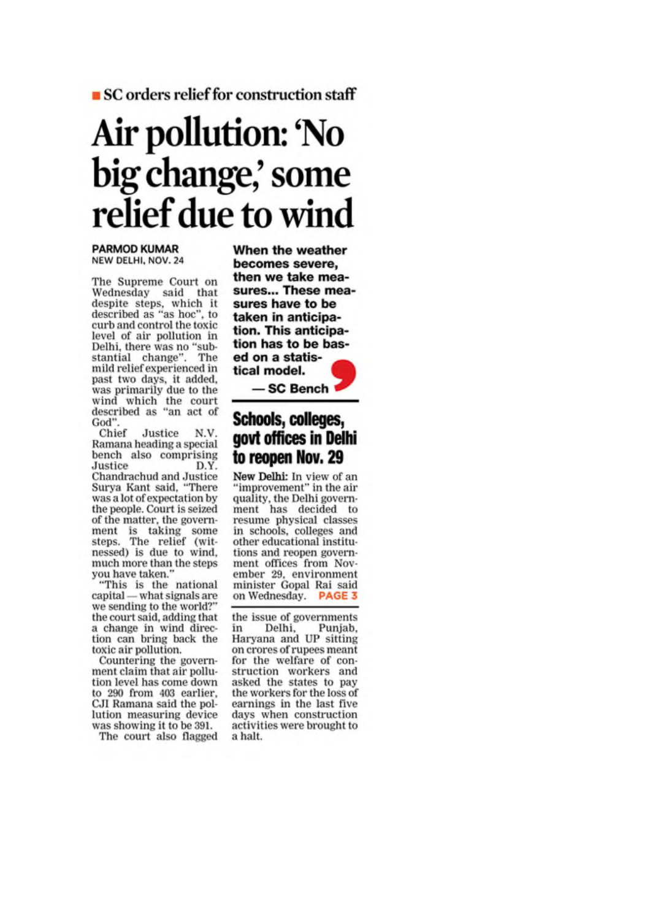■ SC orders relief for construction staff

# Air pollution: 'No big change,' some relief due to wind

**PARMOD KUMAR**
NEW DELHI, NOV. 24

The Supreme Court on Wednesday said that despite steps, which it described as "as hoc", to curb and control the toxic level of air pollution in Delhi, there was no "substantial change". The mild relief experienced in past two days, it added, was primarily due to the wind which the court described as "an act of God".

Chief Justice N.V. Ramana heading a special bench also comprising Justice D.Y. Chandrachud and Justice Surya Kant said, "There was a lot of expectation by the people. Court is seized of the matter, the government is taking some steps. The relief (witnessed) is due to wind, much more than the steps you have taken."

"This is the national capital — what signals are we sending to the world?" the court said, adding that a change in wind direction can bring back the toxic air pollution.

Countering the government claim that air pollution level has come down to 290 from 403 earlier, CJI Ramana said the pollution measuring device was showing it to be 391.

The court also flagged the issue of governments in Delhi, Punjab, Haryana and UP sitting on crores of rupees meant for the welfare of construction workers and asked the states to pay the workers for the loss of earnings in the last five days when construction activities were brought to a halt.

**When the weather becomes severe, then we take measures... These measures have to be taken in anticipation. This anticipation has to be based on a statistical model.**

**— SC Bench**

## Schools, colleges, govt offices in Delhi to reopen Nov. 29

**New Delhi:** In view of an "improvement" in the air quality, the Delhi government has decided to resume physical classes in schools, colleges and other educational institutions and reopen government offices from November 29, environment minister Gopal Rai said on Wednesday. **PAGE 3**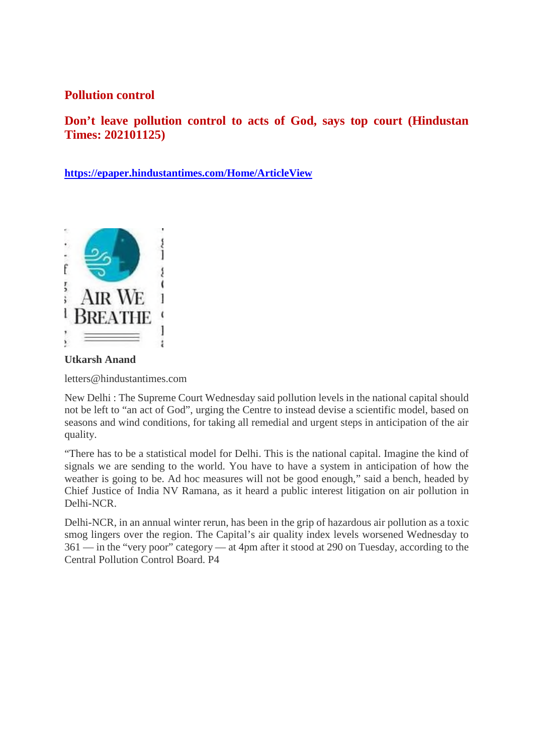## Pollution control

## Don't leave pollution control to acts of God, says top court (Hindustan Times: 202101125)

**https://epaper.hindustantimes.com/Home/ArticleView**

AIR WE BREATHE

**Utkarsh Anand**

letters@hindustantimes.com

New Delhi : The Supreme Court Wednesday said pollution levels in the national capital should not be left to "an act of God", urging the Centre to instead devise a scientific model, based on seasons and wind conditions, for taking all remedial and urgent steps in anticipation of the air quality.

"There has to be a statistical model for Delhi. This is the national capital. Imagine the kind of signals we are sending to the world. You have to have a system in anticipation of how the weather is going to be. Ad hoc measures will not be good enough," said a bench, headed by Chief Justice of India NV Ramana, as it heard a public interest litigation on air pollution in Delhi-NCR.

Delhi-NCR, in an annual winter rerun, has been in the grip of hazardous air pollution as a toxic smog lingers over the region. The Capital's air quality index levels worsened Wednesday to 361 — in the "very poor" category — at 4pm after it stood at 290 on Tuesday, according to the Central Pollution Control Board. P4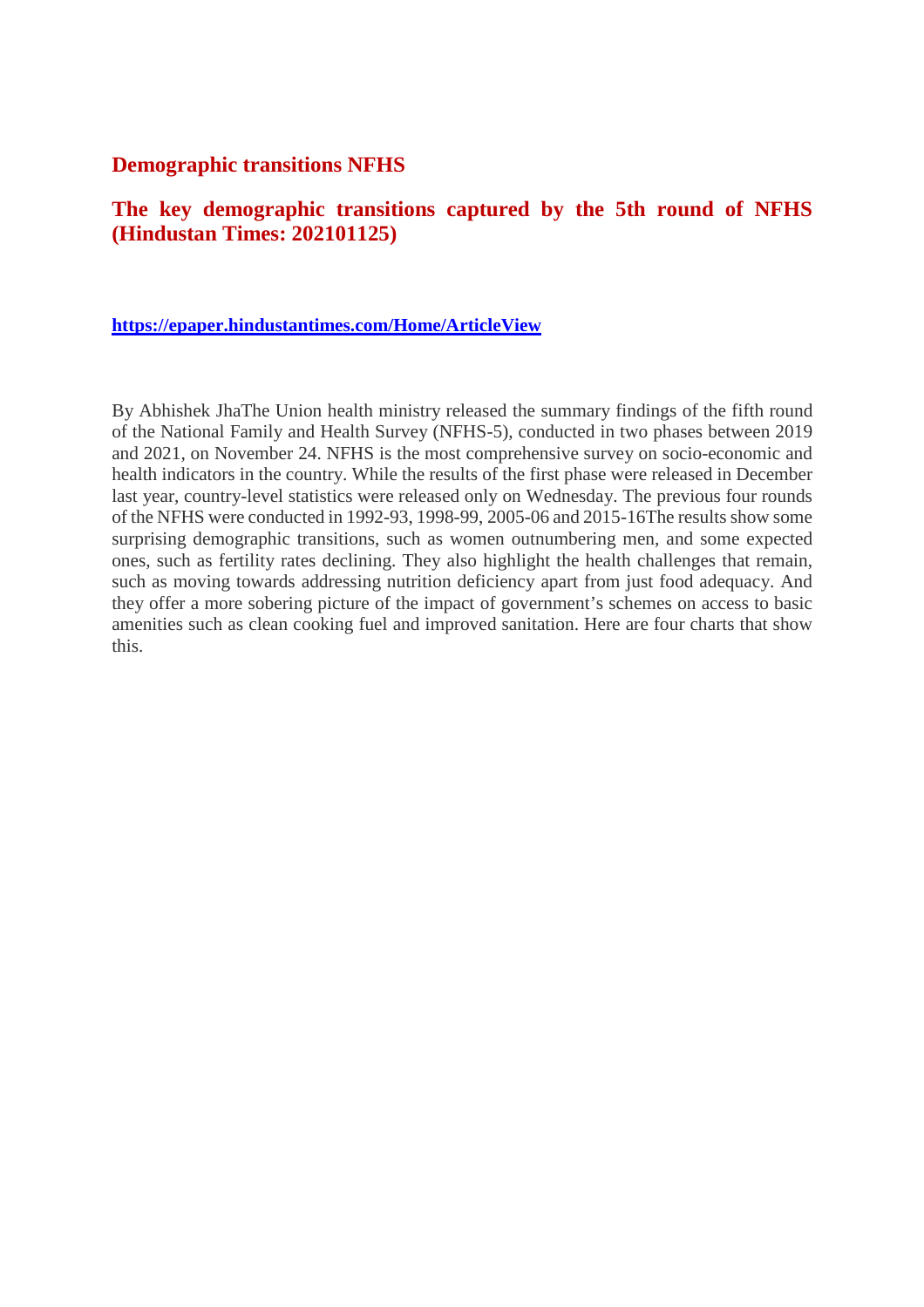## Demographic transitions NFHS

## The key demographic transitions captured by the 5th round of NFHS (Hindustan Times: 202101125)

**https://epaper.hindustantimes.com/Home/ArticleView**

By Abhishek JhaThe Union health ministry released the summary findings of the fifth round of the National Family and Health Survey (NFHS-5), conducted in two phases between 2019 and 2021, on November 24. NFHS is the most comprehensive survey on socio-economic and health indicators in the country. While the results of the first phase were released in December last year, country-level statistics were released only on Wednesday. The previous four rounds of the NFHS were conducted in 1992-93, 1998-99, 2005-06 and 2015-16The results show some surprising demographic transitions, such as women outnumbering men, and some expected ones, such as fertility rates declining. They also highlight the health challenges that remain, such as moving towards addressing nutrition deficiency apart from just food adequacy. And they offer a more sobering picture of the impact of government's schemes on access to basic amenities such as clean cooking fuel and improved sanitation. Here are four charts that show this.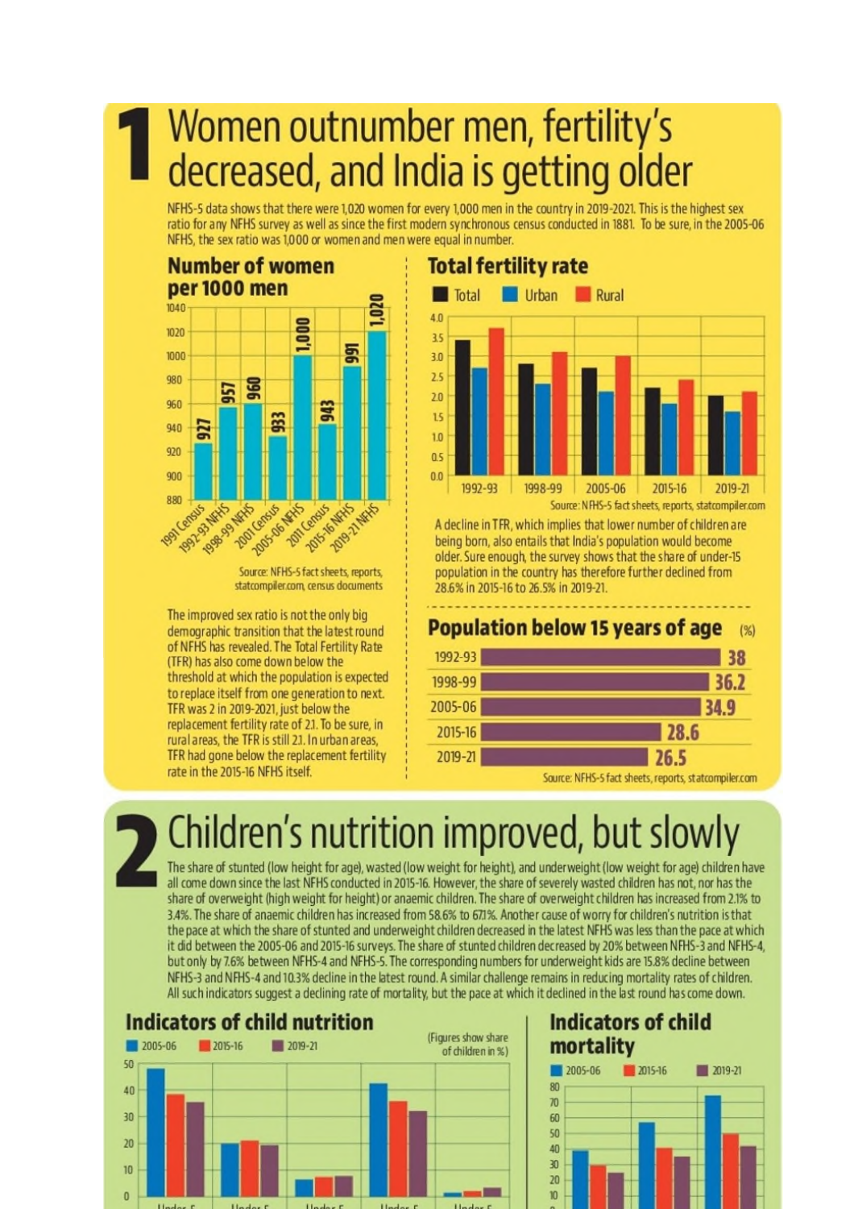# 1 Women outnumber men, fertility's decreased, and India is getting older

NFHS-5 data shows that there were 1,020 women for every 1,000 men in the country in 2019-2021. This is the highest sex ratio for any NFHS survey as well as since the first modern synchronous census conducted in 1881. To be sure, in the 2005-06 NFHS, the sex ratio was 1,000 or women and men were equal in number.

### Number of women per 1000 men

| Survey | Women per 1000 men |
|---|---|
| 1991 Census | 927 |
| 1992-93 NFHS | 957 |
| 1998-99 NFHS | 960 |
| 2001 Census | 933 |
| 2005-06 NFHS | 1,000 |
| 2011 Census | 943 |
| 2015-16 NFHS | 991 |
| 2019-21 NFHS | 1,020 |

Source: NFHS-5 fact sheets, reports, statcompiler.com, census documents

The improved sex ratio is not the only big demographic transition that the latest round of NFHS has revealed. The Total Fertility Rate (TFR) has also come down below the threshold at which the population is expected to replace itself from one generation to next. TFR was 2 in 2019-2021, just below the replacement fertility rate of 2.1. To be sure, in rural areas, the TFR is still 2.1. In urban areas, TFR had gone below the replacement fertility rate in the 2015-16 NFHS itself.

### Total fertility rate

Total / Urban / Rural — 1992-93, 1998-99, 2005-06, 2015-16, 2019-21

Source: NFHS-5 fact sheets, reports, statcompiler.com

A decline in TFR, which implies that lower number of children are being born, also entails that India's population would become older. Sure enough, the survey shows that the share of under-15 population in the country has therefore further declined from 28.6% in 2015-16 to 26.5% in 2019-21.

### Population below 15 years of age (%)

| Year | % |
|---|---|
| 1992-93 | 38 |
| 1998-99 | 36.2 |
| 2005-06 | 34.9 |
| 2015-16 | 28.6 |
| 2019-21 | 26.5 |

Source: NFHS-5 fact sheets, reports, statcompiler.com

# 2 Children's nutrition improved, but slowly

The share of stunted (low height for age), wasted (low weight for height), and underweight (low weight for age) children have all come down since the last NFHS conducted in 2015-16. However, the share of severely wasted children has not, nor has the share of overweight (high weight for height) or anaemic children. The share of overweight children has increased from 2.1% to 3.4%. The share of anaemic children has increased from 58.6% to 67.1%. Another cause of worry for children's nutrition is that the pace at which the share of stunted and underweight children decreased in the latest NFHS was less than the pace at which it did between the 2005-06 and 2015-16 surveys. The share of stunted children decreased by 20% between NFHS-3 and NFHS-4, but only by 7.6% between NFHS-4 and NFHS-5. The corresponding numbers for underweight kids are 15.8% decline between NFHS-3 and NFHS-4 and 10.3% decline in the latest round. A similar challenge remains in reducing mortality rates of children. All such indicators suggest a declining rate of mortality, but the pace at which it declined in the last round has come down.

### Indicators of child nutrition

2005-06 / 2015-16 / 2019-21 (Figures show share of children in %)

### Indicators of child mortality

2005-06 / 2015-16 / 2019-21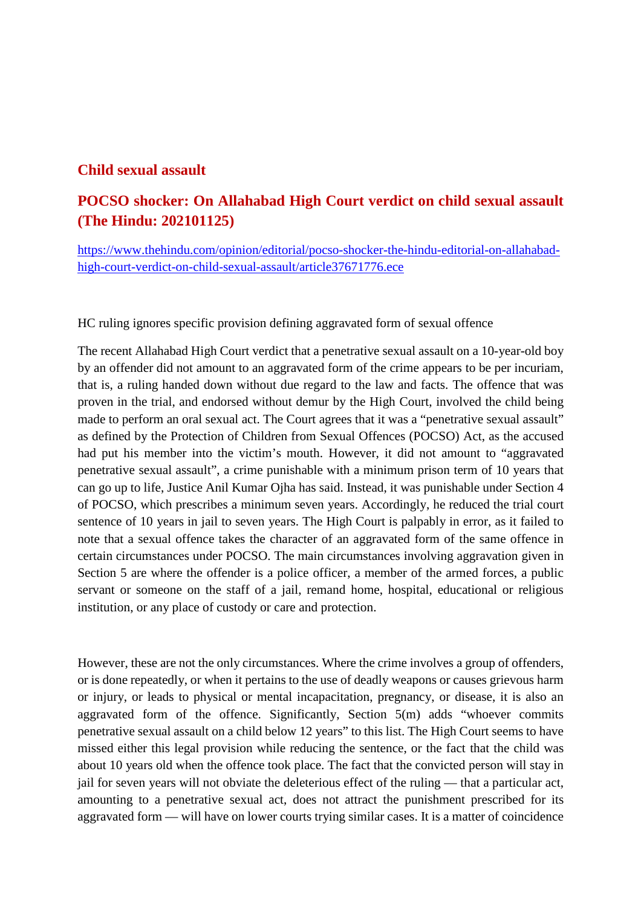## Child sexual assault

## POCSO shocker: On Allahabad High Court verdict on child sexual assault (The Hindu: 202101125)

https://www.thehindu.com/opinion/editorial/pocso-shocker-the-hindu-editorial-on-allahabad-high-court-verdict-on-child-sexual-assault/article37671776.ece

HC ruling ignores specific provision defining aggravated form of sexual offence

The recent Allahabad High Court verdict that a penetrative sexual assault on a 10-year-old boy by an offender did not amount to an aggravated form of the crime appears to be per incuriam, that is, a ruling handed down without due regard to the law and facts. The offence that was proven in the trial, and endorsed without demur by the High Court, involved the child being made to perform an oral sexual act. The Court agrees that it was a "penetrative sexual assault" as defined by the Protection of Children from Sexual Offences (POCSO) Act, as the accused had put his member into the victim's mouth. However, it did not amount to "aggravated penetrative sexual assault", a crime punishable with a minimum prison term of 10 years that can go up to life, Justice Anil Kumar Ojha has said. Instead, it was punishable under Section 4 of POCSO, which prescribes a minimum seven years. Accordingly, he reduced the trial court sentence of 10 years in jail to seven years. The High Court is palpably in error, as it failed to note that a sexual offence takes the character of an aggravated form of the same offence in certain circumstances under POCSO. The main circumstances involving aggravation given in Section 5 are where the offender is a police officer, a member of the armed forces, a public servant or someone on the staff of a jail, remand home, hospital, educational or religious institution, or any place of custody or care and protection.

However, these are not the only circumstances. Where the crime involves a group of offenders, or is done repeatedly, or when it pertains to the use of deadly weapons or causes grievous harm or injury, or leads to physical or mental incapacitation, pregnancy, or disease, it is also an aggravated form of the offence. Significantly, Section 5(m) adds "whoever commits penetrative sexual assault on a child below 12 years" to this list. The High Court seems to have missed either this legal provision while reducing the sentence, or the fact that the child was about 10 years old when the offence took place. The fact that the convicted person will stay in jail for seven years will not obviate the deleterious effect of the ruling — that a particular act, amounting to a penetrative sexual act, does not attract the punishment prescribed for its aggravated form — will have on lower courts trying similar cases. It is a matter of coincidence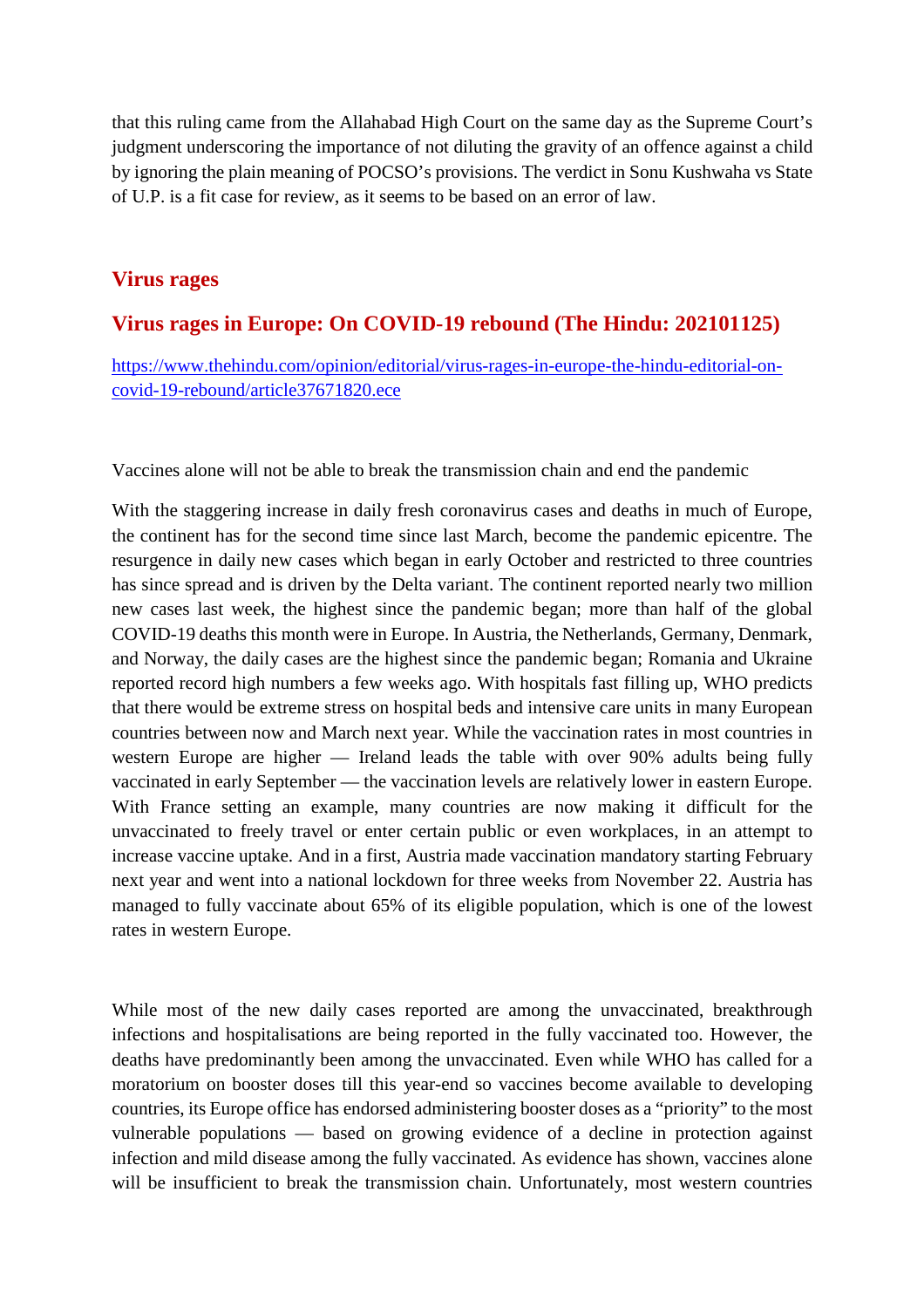that this ruling came from the Allahabad High Court on the same day as the Supreme Court's judgment underscoring the importance of not diluting the gravity of an offence against a child by ignoring the plain meaning of POCSO's provisions. The verdict in Sonu Kushwaha vs State of U.P. is a fit case for review, as it seems to be based on an error of law.

## Virus rages

## Virus rages in Europe: On COVID-19 rebound (The Hindu: 202101125)

[https://www.thehindu.com/opinion/editorial/virus-rages-in-europe-the-hindu-editorial-on-covid-19-rebound/article37671820.ece](https://www.thehindu.com/opinion/editorial/virus-rages-in-europe-the-hindu-editorial-on-covid-19-rebound/article37671820.ece)

Vaccines alone will not be able to break the transmission chain and end the pandemic

With the staggering increase in daily fresh coronavirus cases and deaths in much of Europe, the continent has for the second time since last March, become the pandemic epicentre. The resurgence in daily new cases which began in early October and restricted to three countries has since spread and is driven by the Delta variant. The continent reported nearly two million new cases last week, the highest since the pandemic began; more than half of the global COVID-19 deaths this month were in Europe. In Austria, the Netherlands, Germany, Denmark, and Norway, the daily cases are the highest since the pandemic began; Romania and Ukraine reported record high numbers a few weeks ago. With hospitals fast filling up, WHO predicts that there would be extreme stress on hospital beds and intensive care units in many European countries between now and March next year. While the vaccination rates in most countries in western Europe are higher — Ireland leads the table with over 90% adults being fully vaccinated in early September — the vaccination levels are relatively lower in eastern Europe. With France setting an example, many countries are now making it difficult for the unvaccinated to freely travel or enter certain public or even workplaces, in an attempt to increase vaccine uptake. And in a first, Austria made vaccination mandatory starting February next year and went into a national lockdown for three weeks from November 22. Austria has managed to fully vaccinate about 65% of its eligible population, which is one of the lowest rates in western Europe.

While most of the new daily cases reported are among the unvaccinated, breakthrough infections and hospitalisations are being reported in the fully vaccinated too. However, the deaths have predominantly been among the unvaccinated. Even while WHO has called for a moratorium on booster doses till this year-end so vaccines become available to developing countries, its Europe office has endorsed administering booster doses as a "priority" to the most vulnerable populations — based on growing evidence of a decline in protection against infection and mild disease among the fully vaccinated. As evidence has shown, vaccines alone will be insufficient to break the transmission chain. Unfortunately, most western countries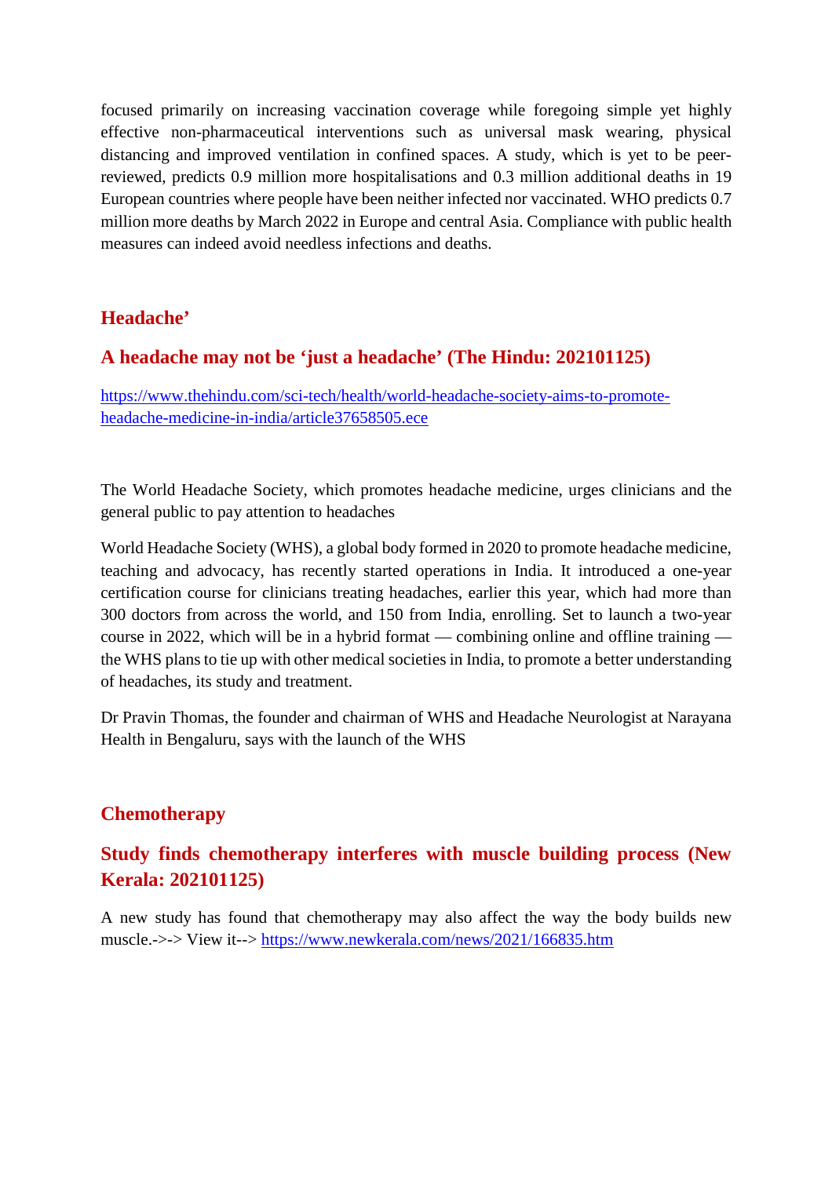focused primarily on increasing vaccination coverage while foregoing simple yet highly effective non-pharmaceutical interventions such as universal mask wearing, physical distancing and improved ventilation in confined spaces. A study, which is yet to be peer-reviewed, predicts 0.9 million more hospitalisations and 0.3 million additional deaths in 19 European countries where people have been neither infected nor vaccinated. WHO predicts 0.7 million more deaths by March 2022 in Europe and central Asia. Compliance with public health measures can indeed avoid needless infections and deaths.

## Headache'

### A headache may not be 'just a headache' (The Hindu: 202101125)

https://www.thehindu.com/sci-tech/health/world-headache-society-aims-to-promote-headache-medicine-in-india/article37658505.ece

The World Headache Society, which promotes headache medicine, urges clinicians and the general public to pay attention to headaches

World Headache Society (WHS), a global body formed in 2020 to promote headache medicine, teaching and advocacy, has recently started operations in India. It introduced a one-year certification course for clinicians treating headaches, earlier this year, which had more than 300 doctors from across the world, and 150 from India, enrolling. Set to launch a two-year course in 2022, which will be in a hybrid format — combining online and offline training — the WHS plans to tie up with other medical societies in India, to promote a better understanding of headaches, its study and treatment.

Dr Pravin Thomas, the founder and chairman of WHS and Headache Neurologist at Narayana Health in Bengaluru, says with the launch of the WHS

## Chemotherapy

### Study finds chemotherapy interferes with muscle building process (New Kerala: 202101125)

A new study has found that chemotherapy may also affect the way the body builds new muscle.->-> View it--> https://www.newkerala.com/news/2021/166835.htm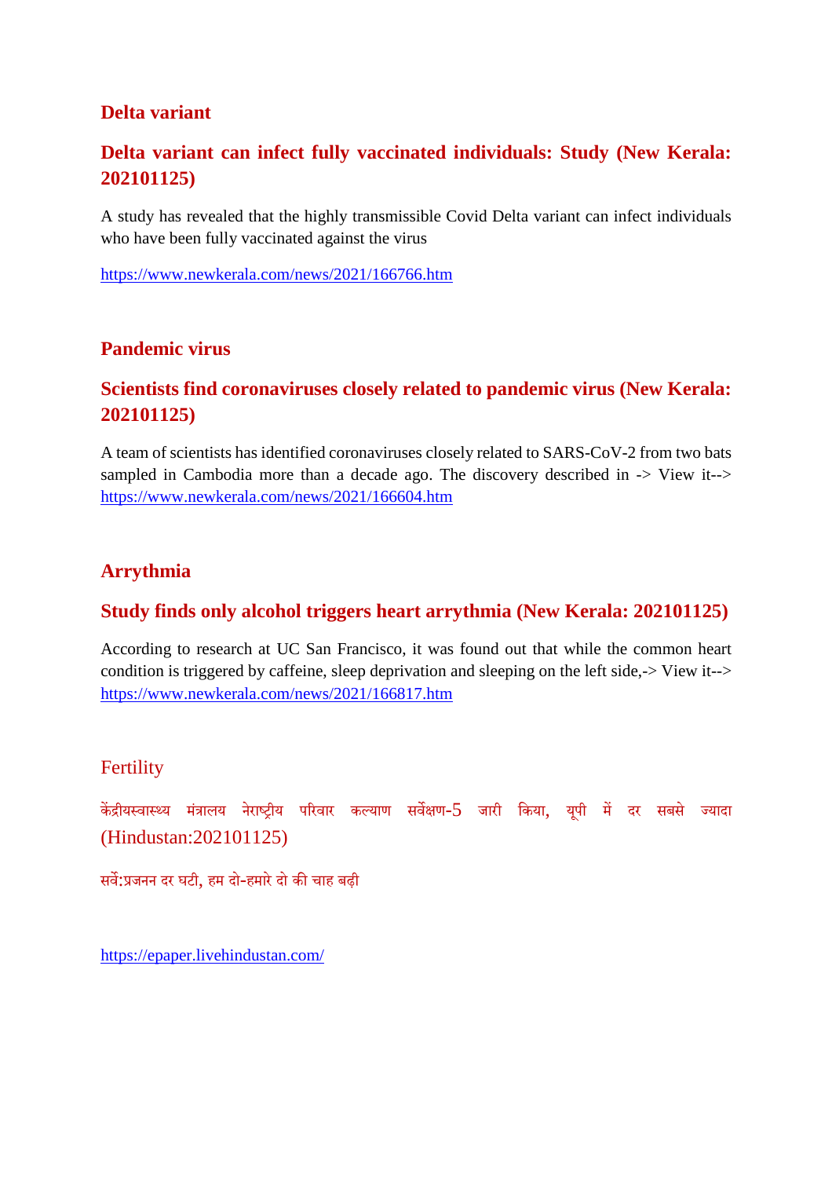## Delta variant

### Delta variant can infect fully vaccinated individuals: Study (New Kerala: 202101125)

A study has revealed that the highly transmissible Covid Delta variant can infect individuals who have been fully vaccinated against the virus

https://www.newkerala.com/news/2021/166766.htm

## Pandemic virus

### Scientists find coronaviruses closely related to pandemic virus (New Kerala: 202101125)

A team of scientists has identified coronaviruses closely related to SARS-CoV-2 from two bats sampled in Cambodia more than a decade ago. The discovery described in -> View it--> https://www.newkerala.com/news/2021/166604.htm

## Arrythmia

### Study finds only alcohol triggers heart arrythmia (New Kerala: 202101125)

According to research at UC San Francisco, it was found out that while the common heart condition is triggered by caffeine, sleep deprivation and sleeping on the left side,-> View it--> https://www.newkerala.com/news/2021/166817.htm

## Fertility

केंद्रीयस्वास्थ्य मंत्रालय नेराष्ट्रीय परिवार कल्याण सर्वेक्षण-5 जारी किया, यूपी में दर सबसे ज्यादा (Hindustan:202101125)

सर्वे:प्रजनन दर घटी, हम दो-हमारे दो की चाह बढ़ी

https://epaper.livehindustan.com/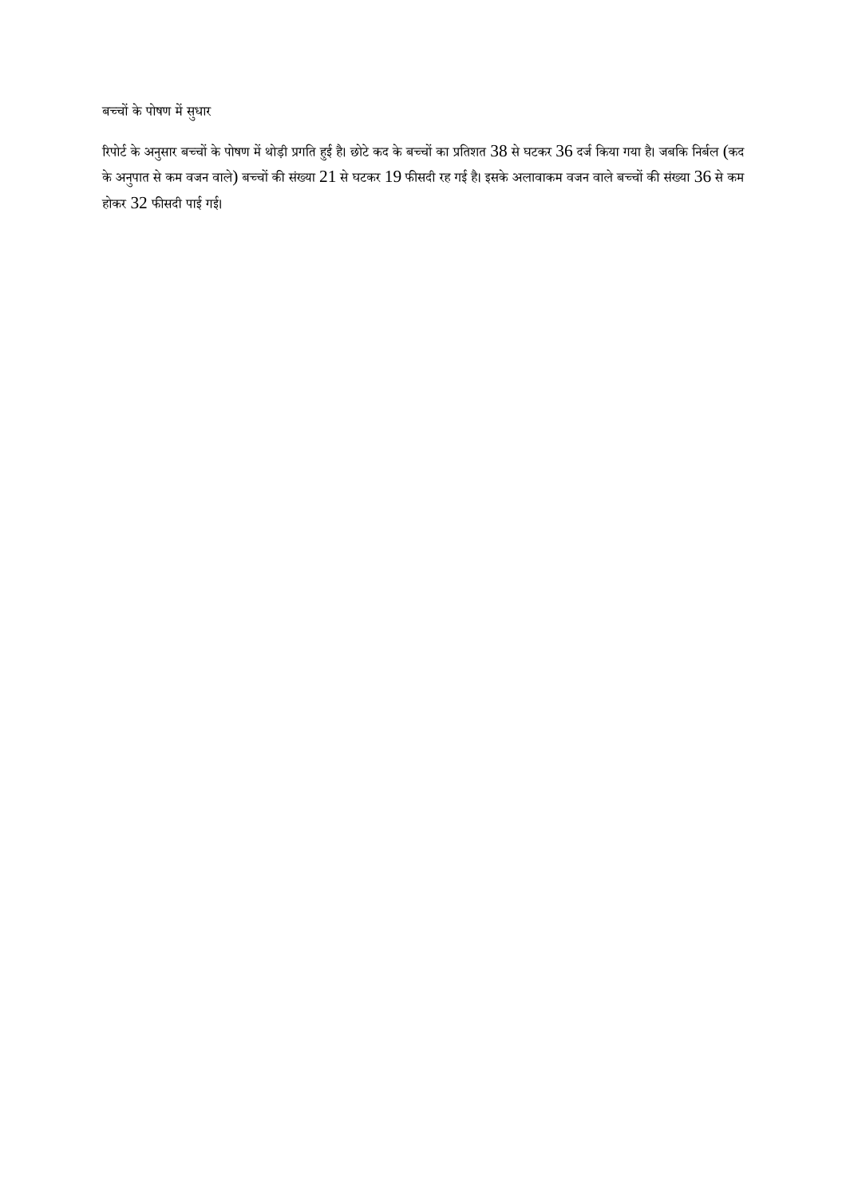## बच्चों के पोषण में सुधार

रिपोर्ट के अनुसार बच्चों के पोषण में थोड़ी प्रगति हुई है। छोटे कद के बच्चों का प्रतिशत 38 से घटकर 36 दर्ज किया गया है। जबकि निर्बल (कद के अनुपात से कम वजन वाले) बच्चों की संख्या 21 से घटकर 19 फीसदी रह गई है। इसके अलावाकम वजन वाले बच्चों की संख्या 36 से कम होकर 32 फीसदी पाई गई।